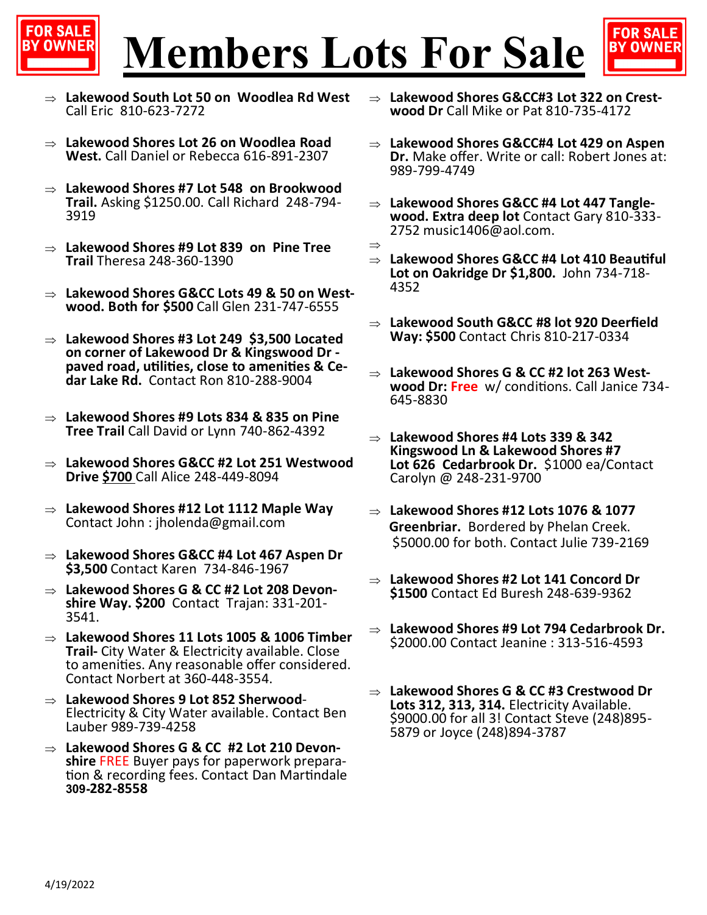# Members Lots For Sale

FOR SALE BY OWNER

- **Lakewood South Lot 50 on Woodlea Rd West** Call Eric 810-623-7272
- **Lakewood Shores Lot 26 on Woodlea Road West.** Call Daniel or Rebecca 616-891-2307
- **Lakewood Shores #7 Lot 548 on Brookwood Trail.** Asking $1250.00. Call Richard 248-794-3919
- **Lakewood Shores #9 Lot 839 on Pine Tree Trail** Theresa 248-360-1390
- **Lakewood Shores G&CC Lots 49 & 50 on Westwood. Both for $500** Call Glen 231-747-6555
- **Lakewood Shores #3 Lot 249 $3,500 Located on corner of Lakewood Dr & Kingswood Dr - paved road, utilities, close to amenities & Cedar Lake Rd.** Contact Ron 810-288-9004
- **Lakewood Shores #9 Lots 834 & 835 on Pine Tree Trail** Call David or Lynn 740-862-4392
- **Lakewood Shores G&CC #2 Lot 251 Westwood Drive $700** Call Alice 248-449-8094
- **Lakewood Shores #12 Lot 1112 Maple Way** Contact John : jholenda@gmail.com
- **Lakewood Shores G&CC #4 Lot 467 Aspen Dr $3,500** Contact Karen 734-846-1967
- **Lakewood Shores G & CC #2 Lot 208 Devonshire Way. $200** Contact Trajan: 331-201-3541.
- **Lakewood Shores 11 Lots 1005 & 1006 Timber Trail-** City Water & Electricity available. Close to amenities. Any reasonable offer considered. Contact Norbert at 360-448-3554.
- **Lakewood Shores 9 Lot 852 Sherwood**-Electricity & City Water available. Contact Ben Lauber 989-739-4258
- **Lakewood Shores G & CC #2 Lot 210 Devonshire** FREE Buyer pays for paperwork preparation & recording fees. Contact Dan Martindale **309-282-8558**
- **Lakewood Shores G&CC#3 Lot 322 on Crestwood Dr** Call Mike or Pat 810-735-4172
- **Lakewood Shores G&CC#4 Lot 429 on Aspen Dr.** Make offer. Write or call: Robert Jones at: 989-799-4749
- **Lakewood Shores G&CC #4 Lot 447 Tanglewood. Extra deep lot** Contact Gary 810-333-2752 music1406@aol.com.
- **Lakewood Shores G&CC #4 Lot 410 Beautiful Lot on Oakridge Dr $1,800.** John 734-718-4352
- **Lakewood South G&CC #8 lot 920 Deerfield Way: $500** Contact Chris 810-217-0334
- **Lakewood Shores G & CC #2 lot 263 Westwood Dr: Free** w/ conditions. Call Janice 734-645-8830
- **Lakewood Shores #4 Lots 339 & 342 Kingswood Ln & Lakewood Shores #7 Lot 626 Cedarbrook Dr.** $1000 ea/Contact Carolyn @ 248-231-9700
- **Lakewood Shores #12 Lots 1076 & 1077 Greenbriar.** Bordered by Phelan Creek. $5000.00 for both. Contact Julie 739-2169
- **Lakewood Shores #2 Lot 141 Concord Dr $1500** Contact Ed Buresh 248-639-9362
- **Lakewood Shores #9 Lot 794 Cedarbrook Dr.** $2000.00 Contact Jeanine : 313-516-4593
- **Lakewood Shores G & CC #3 Crestwood Dr Lots 312, 313, 314.** Electricity Available. $9000.00 for all 3! Contact Steve (248)895-5879 or Joyce (248)894-3787

4/19/2022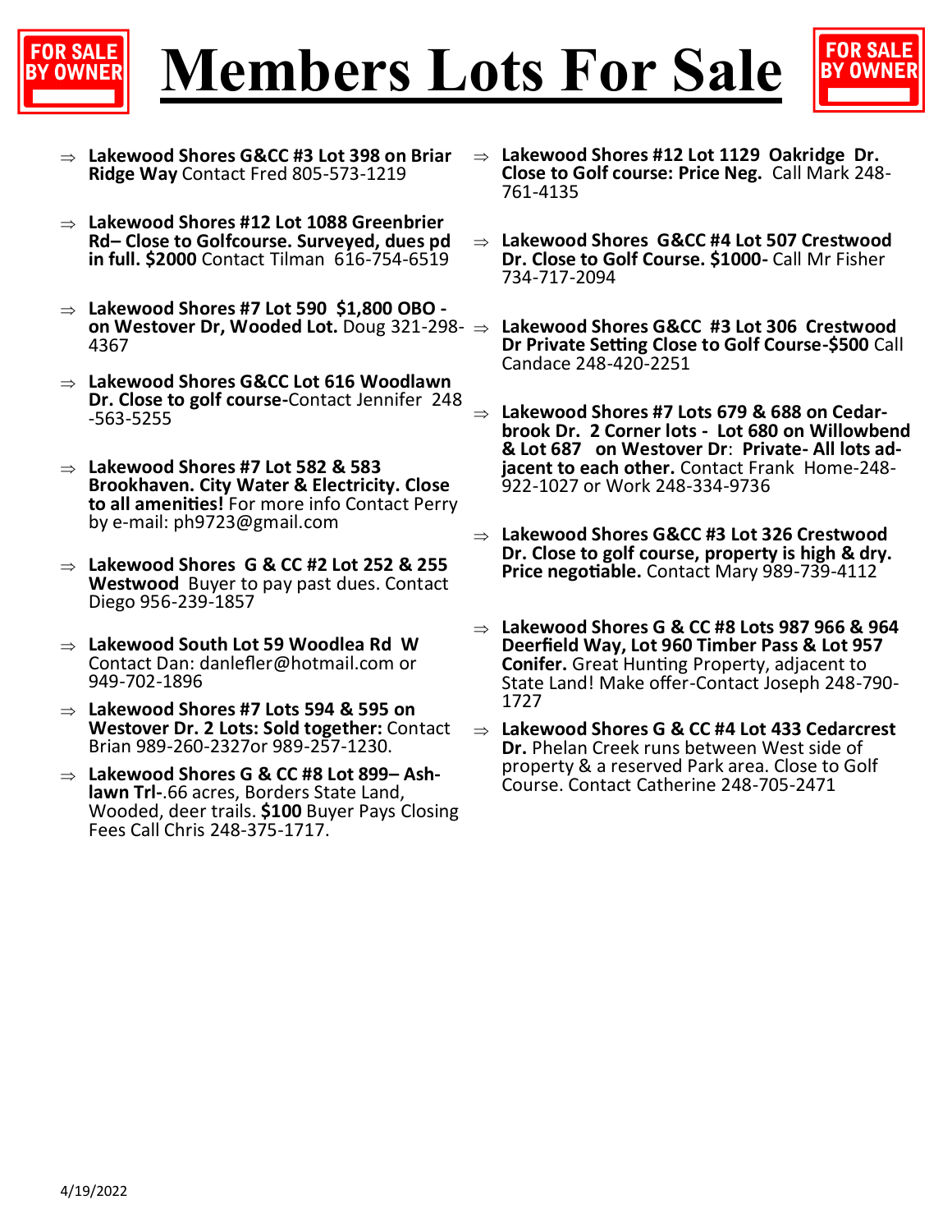# Members Lots For Sale

- **Lakewood Shores G&CC #3 Lot 398 on Briar Ridge Way** Contact Fred 805-573-1219
- **Lakewood Shores #12 Lot 1088 Greenbrier Rd– Close to Golfcourse. Surveyed, dues pd in full. $2000** Contact Tilman 616-754-6519
- **Lakewood Shores #7 Lot 590 $1,800 OBO - on Westover Dr, Wooded Lot.** Doug 321-298-4367
- **Lakewood Shores G&CC Lot 616 Woodlawn Dr. Close to golf course-**Contact Jennifer 248-563-5255
- **Lakewood Shores #7 Lot 582 & 583 Brookhaven. City Water & Electricity. Close to all amenities!** For more info Contact Perry by e-mail: ph9723@gmail.com
- **Lakewood Shores G & CC #2 Lot 252 & 255 Westwood** Buyer to pay past dues. Contact Diego 956-239-1857
- **Lakewood South Lot 59 Woodlea Rd W** Contact Dan: danlefler@hotmail.com or 949-702-1896
- **Lakewood Shores #7 Lots 594 & 595 on Westover Dr. 2 Lots: Sold together:** Contact Brian 989-260-2327or 989-257-1230.
- **Lakewood Shores G & CC #8 Lot 899– Ashlawn Trl-**.66 acres, Borders State Land, Wooded, deer trails. **$100** Buyer Pays Closing Fees Call Chris 248-375-1717.
- **Lakewood Shores #12 Lot 1129 Oakridge Dr. Close to Golf course: Price Neg.** Call Mark 248-761-4135
- **Lakewood Shores G&CC #4 Lot 507 Crestwood Dr. Close to Golf Course. $1000-** Call Mr Fisher 734-717-2094
- **Lakewood Shores G&CC #3 Lot 306 Crestwood Dr Private Setting Close to Golf Course-$500** Call Candace 248-420-2251
- **Lakewood Shores #7 Lots 679 & 688 on Cedarbrook Dr. 2 Corner lots - Lot 680 on Willowbend & Lot 687 on Westover Dr**: **Private- All lots adjacent to each other.** Contact Frank Home-248-922-1027 or Work 248-334-9736
- **Lakewood Shores G&CC #3 Lot 326 Crestwood Dr. Close to golf course, property is high & dry. Price negotiable.** Contact Mary 989-739-4112
- **Lakewood Shores G & CC #8 Lots 987 966 & 964 Deerfield Way, Lot 960 Timber Pass & Lot 957 Conifer.** Great Hunting Property, adjacent to State Land! Make offer-Contact Joseph 248-790-1727
- **Lakewood Shores G & CC #4 Lot 433 Cedarcrest Dr.** Phelan Creek runs between West side of property & a reserved Park area. Close to Golf Course. Contact Catherine 248-705-2471

4/19/2022